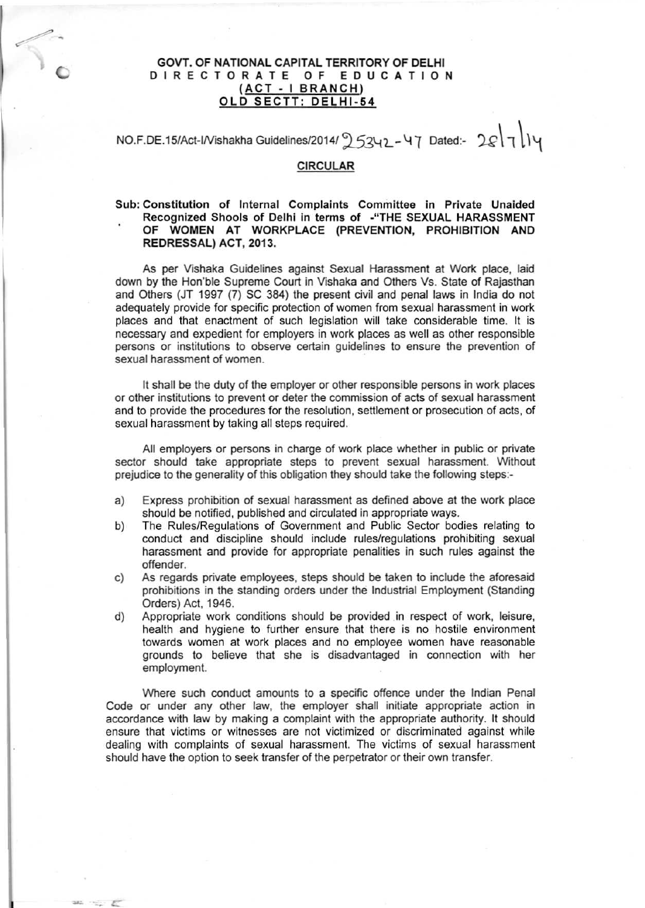**GOVT. OF NATIONAL CAPITAL TERRITORY OF DELHI**
**DIRECTORATE OF EDUCATION**
**(ACT - I BRANCH)**
**OLD SECTT: DELHI-54**

NO.F.DE.15/Act-I/Vishakha Guidelines/2014/ 25342-47 Dated:- 28/7/14

## CIRCULAR

**Sub: Constitution of Internal Complaints Committee in Private Unaided Recognized Shools of Delhi in terms of -"THE SEXUAL HARASSMENT OF WOMEN AT WORKPLACE (PREVENTION, PROHIBITION AND REDRESSAL) ACT, 2013.**

As per Vishaka Guidelines against Sexual Harassment at Work place, laid down by the Hon'ble Supreme Court in Vishaka and Others Vs. State of Rajasthan and Others (JT 1997 (7) SC 384) the present civil and penal laws in India do not adequately provide for specific protection of women from sexual harassment in work places and that enactment of such legislation will take considerable time. It is necessary and expedient for employers in work places as well as other responsible persons or institutions to observe certain guidelines to ensure the prevention of sexual harassment of women.

It shall be the duty of the employer or other responsible persons in work places or other institutions to prevent or deter the commission of acts of sexual harassment and to provide the procedures for the resolution, settlement or prosecution of acts, of sexual harassment by taking all steps required.

All employers or persons in charge of work place whether in public or private sector should take appropriate steps to prevent sexual harassment. Without prejudice to the generality of this obligation they should take the following steps:-

a) Express prohibition of sexual harassment as defined above at the work place should be notified, published and circulated in appropriate ways.
b) The Rules/Regulations of Government and Public Sector bodies relating to conduct and discipline should include rules/regulations prohibiting sexual harassment and provide for appropriate penalities in such rules against the offender.
c) As regards private employees, steps should be taken to include the aforesaid prohibitions in the standing orders under the Industrial Employment (Standing Orders) Act, 1946.
d) Appropriate work conditions should be provided in respect of work, leisure, health and hygiene to further ensure that there is no hostile environment towards women at work places and no employee women have reasonable grounds to believe that she is disadvantaged in connection with her employment.

Where such conduct amounts to a specific offence under the Indian Penal Code or under any other law, the employer shall initiate appropriate action in accordance with law by making a complaint with the appropriate authority. It should ensure that victims or witnesses are not victimized or discriminated against while dealing with complaints of sexual harassment. The victims of sexual harassment should have the option to seek transfer of the perpetrator or their own transfer.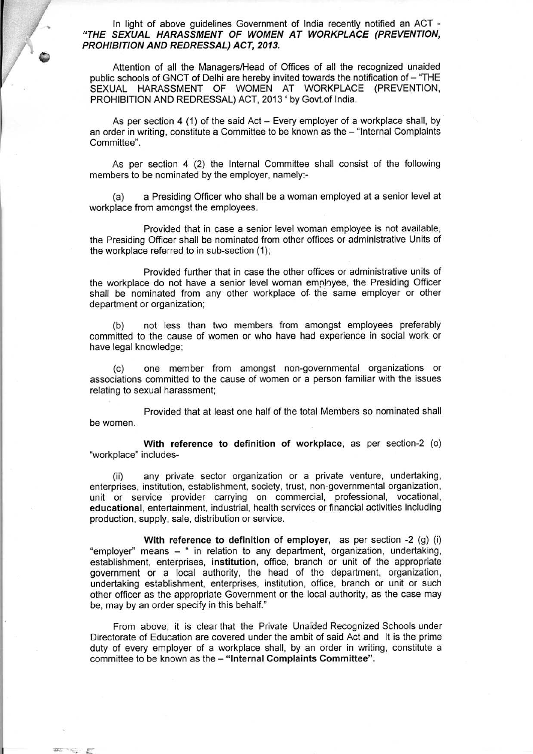In light of above guidelines Government of India recently notified an ACT - ***"THE SEXUAL HARASSMENT OF WOMEN AT WORKPLACE (PREVENTION, PROHIBITION AND REDRESSAL) ACT, 2013.***

Attention of all the Managers/Head of Offices of all the recognized unaided public schools of GNCT of Delhi are hereby invited towards the notification of – "THE SEXUAL HARASSMENT OF WOMEN AT WORKPLACE (PREVENTION, PROHIBITION AND REDRESSAL) ACT, 2013 ' by Govt.of India.

As per section 4 (1) of the said Act – Every employer of a workplace shall, by an order in writing, constitute a Committee to be known as the – "Internal Complaints Committee".

As per section 4 (2) the Internal Committee shall consist of the following members to be nominated by the employer, namely:-

(a) a Presiding Officer who shall be a woman employed at a senior level at workplace from amongst the employees.

Provided that in case a senior level woman employee is not available, the Presiding Officer shall be nominated from other offices or administrative Units of the workplace referred to in sub-section (1);

Provided further that in case the other offices or administrative units of the workplace do not have a senior level woman employee, the Presiding Officer shall be nominated from any other workplace of the same employer or other department or organization;

(b) not less than two members from amongst employees preferably committed to the cause of women or who have had experience in social work or have legal knowledge;

(c) one member from amongst non-governmental organizations or associations committed to the cause of women or a person familiar with the issues relating to sexual harassment;

Provided that at least one half of the total Members so nominated shall be women.

**With reference to definition of workplace,** as per section-2 (o) "workplace" includes-

(ii) any private sector organization or a private venture, undertaking, enterprises, institution, establishment, society, trust, non-governmental organization, unit or service provider carrying on commercial, professional, vocational, **educational**, entertainment, industrial, health services or financial activities including production, supply, sale, distribution or service.

**With reference to definition of employer,** as per section -2 (g) (i) "employer" means – " in relation to any department, organization, undertaking, establishment, enterprises, **institution**, office, branch or unit of the appropriate government or a local authority, the head of the department, organization, undertaking establishment, enterprises, institution, office, branch or unit or such other officer as the appropriate Government or the local authority, as the case may be, may by an order specify in this behalf."

From above, it is clear that the Private Unaided Recognized Schools under Directorate of Education are covered under the ambit of said Act and It is the prime duty of every employer of a workplace shall, by an order in writing, constitute a committee to be known as the – **"Internal Complaints Committee".**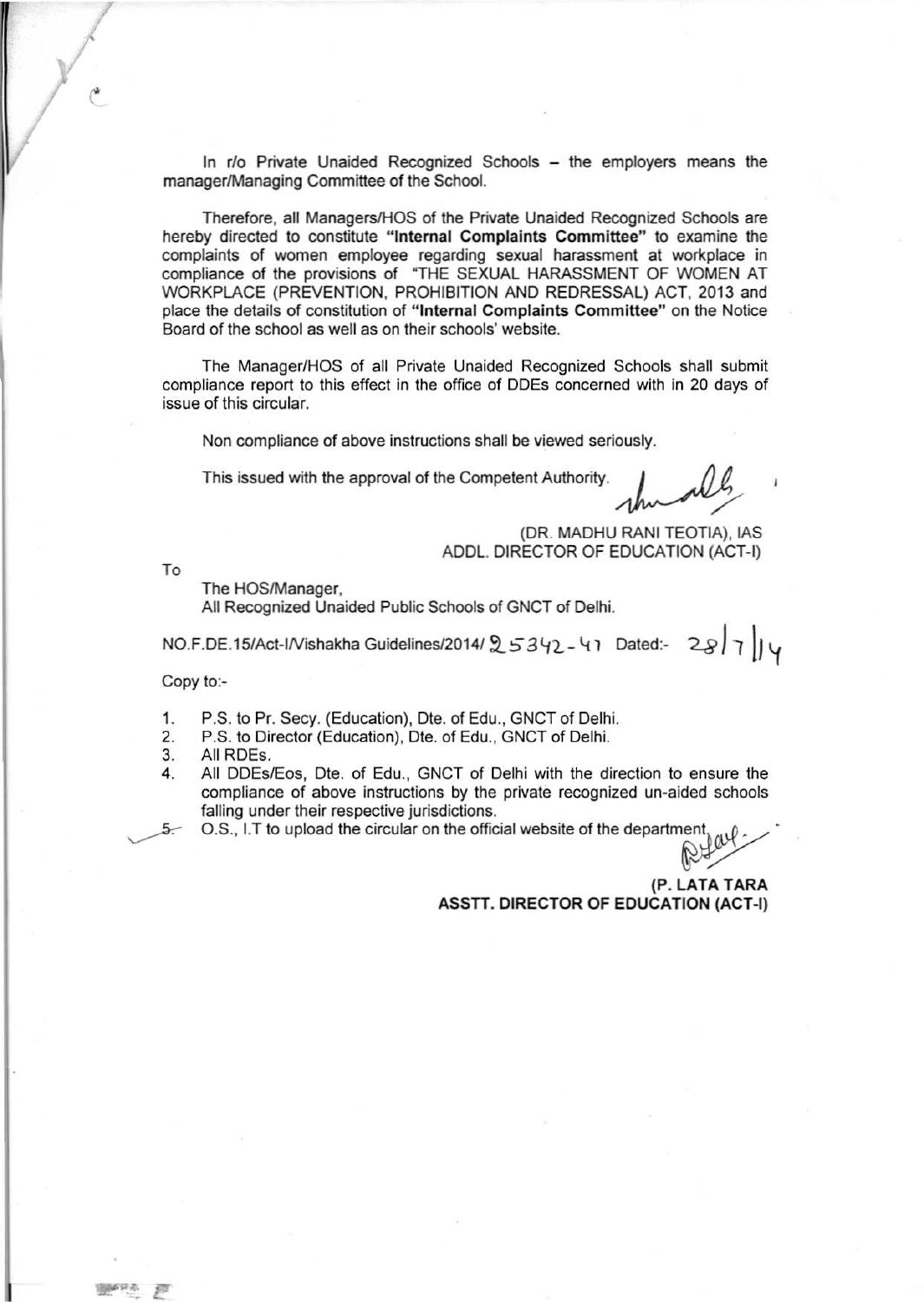In r/o Private Unaided Recognized Schools – the employers means the manager/Managing Committee of the School.

Therefore, all Managers/HOS of the Private Unaided Recognized Schools are hereby directed to constitute **"Internal Complaints Committee"** to examine the complaints of women employee regarding sexual harassment at workplace in compliance of the provisions of "THE SEXUAL HARASSMENT OF WOMEN AT WORKPLACE (PREVENTION, PROHIBITION AND REDRESSAL) ACT, 2013 and place the details of constitution of **"Internal Complaints Committee"** on the Notice Board of the school as well as on their schools' website.

The Manager/HOS of all Private Unaided Recognized Schools shall submit compliance report to this effect in the office of DDEs concerned with in 20 days of issue of this circular.

Non compliance of above instructions shall be viewed seriously.

This issued with the approval of the Competent Authority.

(DR. MADHU RANI TEOTIA), IAS
ADDL. DIRECTOR OF EDUCATION (ACT-I)

To

The HOS/Manager,
All Recognized Unaided Public Schools of GNCT of Delhi.

NO.F.DE.15/Act-I/Vishakha Guidelines/2014/ 25342-47 Dated:- 28/7/14

Copy to:-

1. P.S. to Pr. Secy. (Education), Dte. of Edu., GNCT of Delhi.
2. P.S. to Director (Education), Dte. of Edu., GNCT of Delhi.
3. All RDEs.
4. All DDEs/Eos, Dte. of Edu., GNCT of Delhi with the direction to ensure the compliance of above instructions by the private recognized un-aided schools falling under their respective jurisdictions.
5. O.S., I.T to upload the circular on the official website of the department.

**(P. LATA TARA**
**ASSTT. DIRECTOR OF EDUCATION (ACT-I)**